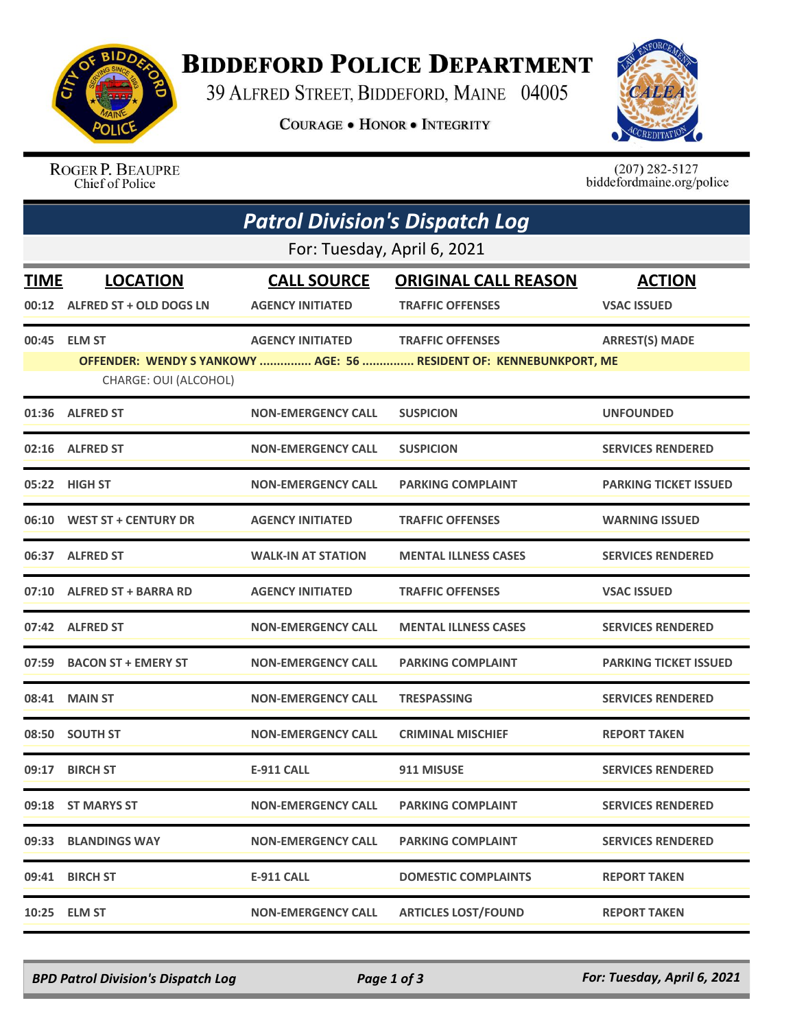# BIDDEFORD POLICE DEPARTMENT

39 ALFRED STREET, BIDDEFORD, MAINE 04005

COURAGE • HONOR • INTEGRITY

ROGER P. BEAUPRE
Chief of Police

(207) 282-5127
biddefordmaine.org/police

## *Patrol Division's Dispatch Log*

For: Tuesday, April 6, 2021

| TIME | LOCATION | CALL SOURCE | ORIGINAL CALL REASON | ACTION |
|---|---|---|---|---|
| 00:12 | ALFRED ST + OLD DOGS LN | AGENCY INITIATED | TRAFFIC OFFENSES | VSAC ISSUED |
| 00:45 | ELM ST | AGENCY INITIATED | TRAFFIC OFFENSES | ARREST(S) MADE |
| | OFFENDER: WENDY S YANKOWY ............... AGE: 56 ............... RESIDENT OF: KENNEBUNKPORT, ME | | | |
| | CHARGE: OUI (ALCOHOL) | | | |
| 01:36 | ALFRED ST | NON-EMERGENCY CALL | SUSPICION | UNFOUNDED |
| 02:16 | ALFRED ST | NON-EMERGENCY CALL | SUSPICION | SERVICES RENDERED |
| 05:22 | HIGH ST | NON-EMERGENCY CALL | PARKING COMPLAINT | PARKING TICKET ISSUED |
| 06:10 | WEST ST + CENTURY DR | AGENCY INITIATED | TRAFFIC OFFENSES | WARNING ISSUED |
| 06:37 | ALFRED ST | WALK-IN AT STATION | MENTAL ILLNESS CASES | SERVICES RENDERED |
| 07:10 | ALFRED ST + BARRA RD | AGENCY INITIATED | TRAFFIC OFFENSES | VSAC ISSUED |
| 07:42 | ALFRED ST | NON-EMERGENCY CALL | MENTAL ILLNESS CASES | SERVICES RENDERED |
| 07:59 | BACON ST + EMERY ST | NON-EMERGENCY CALL | PARKING COMPLAINT | PARKING TICKET ISSUED |
| 08:41 | MAIN ST | NON-EMERGENCY CALL | TRESPASSING | SERVICES RENDERED |
| 08:50 | SOUTH ST | NON-EMERGENCY CALL | CRIMINAL MISCHIEF | REPORT TAKEN |
| 09:17 | BIRCH ST | E-911 CALL | 911 MISUSE | SERVICES RENDERED |
| 09:18 | ST MARYS ST | NON-EMERGENCY CALL | PARKING COMPLAINT | SERVICES RENDERED |
| 09:33 | BLANDINGS WAY | NON-EMERGENCY CALL | PARKING COMPLAINT | SERVICES RENDERED |
| 09:41 | BIRCH ST | E-911 CALL | DOMESTIC COMPLAINTS | REPORT TAKEN |
| 10:25 | ELM ST | NON-EMERGENCY CALL | ARTICLES LOST/FOUND | REPORT TAKEN |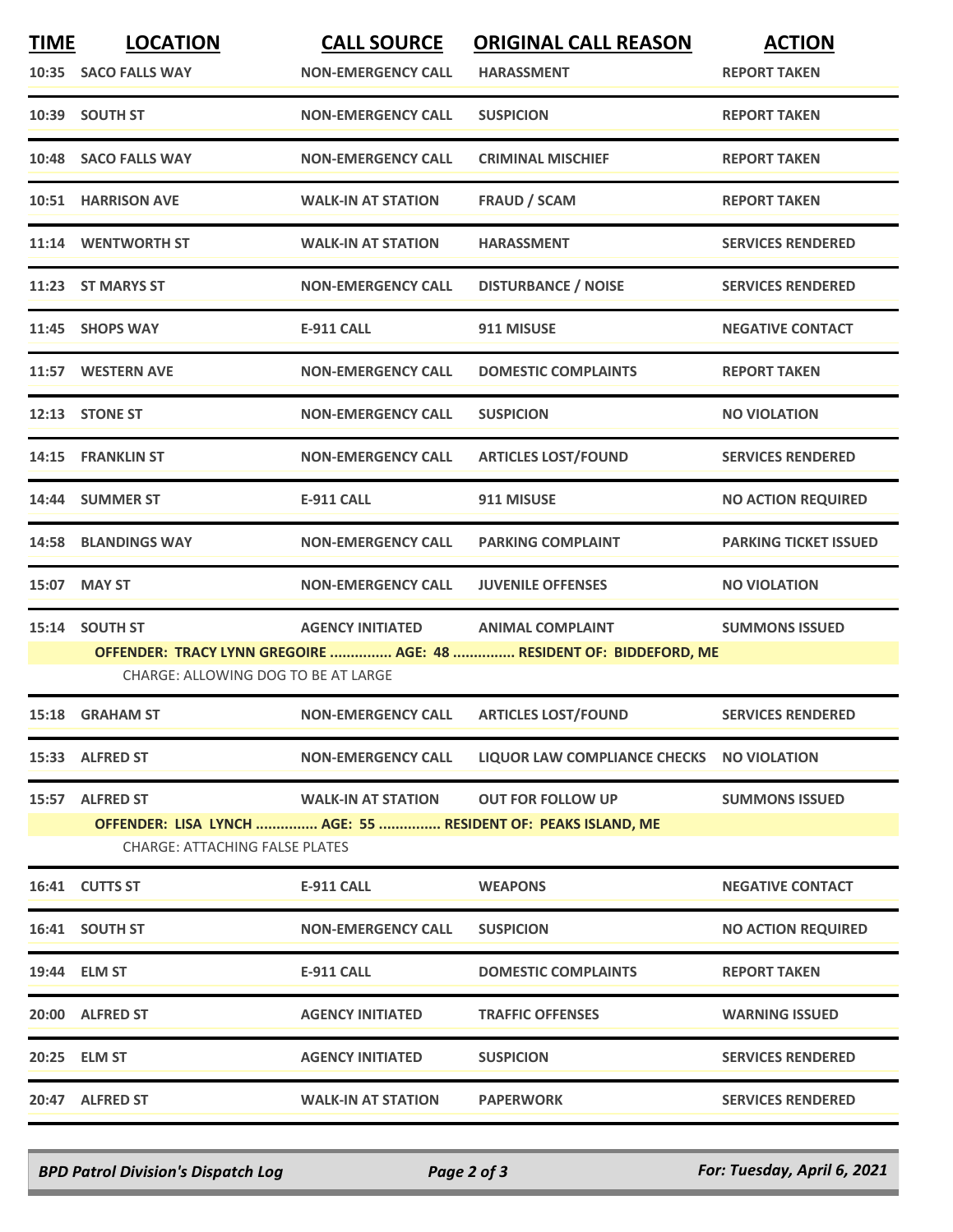| TIME | LOCATION | CALL SOURCE | ORIGINAL CALL REASON | ACTION |
|---|---|---|---|---|
| 10:35 | SACO FALLS WAY | NON-EMERGENCY CALL | HARASSMENT | REPORT TAKEN |
| 10:39 | SOUTH ST | NON-EMERGENCY CALL | SUSPICION | REPORT TAKEN |
| 10:48 | SACO FALLS WAY | NON-EMERGENCY CALL | CRIMINAL MISCHIEF | REPORT TAKEN |
| 10:51 | HARRISON AVE | WALK-IN AT STATION | FRAUD / SCAM | REPORT TAKEN |
| 11:14 | WENTWORTH ST | WALK-IN AT STATION | HARASSMENT | SERVICES RENDERED |
| 11:23 | ST MARYS ST | NON-EMERGENCY CALL | DISTURBANCE / NOISE | SERVICES RENDERED |
| 11:45 | SHOPS WAY | E-911 CALL | 911 MISUSE | NEGATIVE CONTACT |
| 11:57 | WESTERN AVE | NON-EMERGENCY CALL | DOMESTIC COMPLAINTS | REPORT TAKEN |
| 12:13 | STONE ST | NON-EMERGENCY CALL | SUSPICION | NO VIOLATION |
| 14:15 | FRANKLIN ST | NON-EMERGENCY CALL | ARTICLES LOST/FOUND | SERVICES RENDERED |
| 14:44 | SUMMER ST | E-911 CALL | 911 MISUSE | NO ACTION REQUIRED |
| 14:58 | BLANDINGS WAY | NON-EMERGENCY CALL | PARKING COMPLAINT | PARKING TICKET ISSUED |
| 15:07 | MAY ST | NON-EMERGENCY CALL | JUVENILE OFFENSES | NO VIOLATION |
| 15:14 | SOUTH ST | AGENCY INITIATED | ANIMAL COMPLAINT | SUMMONS ISSUED |
| | OFFENDER: TRACY LYNN GREGOIRE ............... AGE: 48 ............... RESIDENT OF: BIDDEFORD, ME | | | |
| | CHARGE: ALLOWING DOG TO BE AT LARGE | | | |
| 15:18 | GRAHAM ST | NON-EMERGENCY CALL | ARTICLES LOST/FOUND | SERVICES RENDERED |
| 15:33 | ALFRED ST | NON-EMERGENCY CALL | LIQUOR LAW COMPLIANCE CHECKS | NO VIOLATION |
| 15:57 | ALFRED ST | WALK-IN AT STATION | OUT FOR FOLLOW UP | SUMMONS ISSUED |
| | OFFENDER: LISA LYNCH ............... AGE: 55 ............... RESIDENT OF: PEAKS ISLAND, ME | | | |
| | CHARGE: ATTACHING FALSE PLATES | | | |
| 16:41 | CUTTS ST | E-911 CALL | WEAPONS | NEGATIVE CONTACT |
| 16:41 | SOUTH ST | NON-EMERGENCY CALL | SUSPICION | NO ACTION REQUIRED |
| 19:44 | ELM ST | E-911 CALL | DOMESTIC COMPLAINTS | REPORT TAKEN |
| 20:00 | ALFRED ST | AGENCY INITIATED | TRAFFIC OFFENSES | WARNING ISSUED |
| 20:25 | ELM ST | AGENCY INITIATED | SUSPICION | SERVICES RENDERED |
| 20:47 | ALFRED ST | WALK-IN AT STATION | PAPERWORK | SERVICES RENDERED |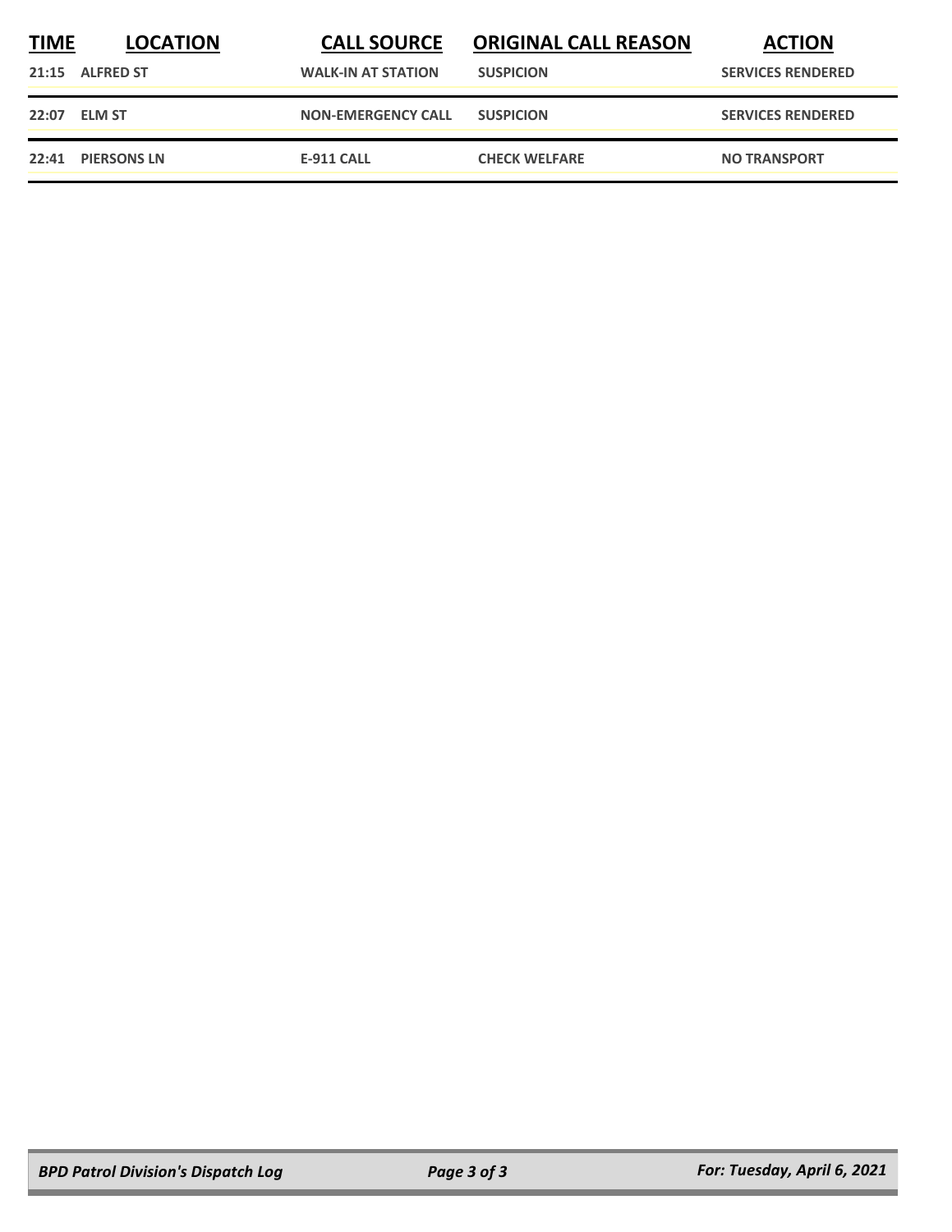| TIME | LOCATION | CALL SOURCE | ORIGINAL CALL REASON | ACTION |
| --- | --- | --- | --- | --- |
| 21:15 | ALFRED ST | WALK-IN AT STATION | SUSPICION | SERVICES RENDERED |
| 22:07 | ELM ST | NON-EMERGENCY CALL | SUSPICION | SERVICES RENDERED |
| 22:41 | PIERSONS LN | E-911 CALL | CHECK WELFARE | NO TRANSPORT |